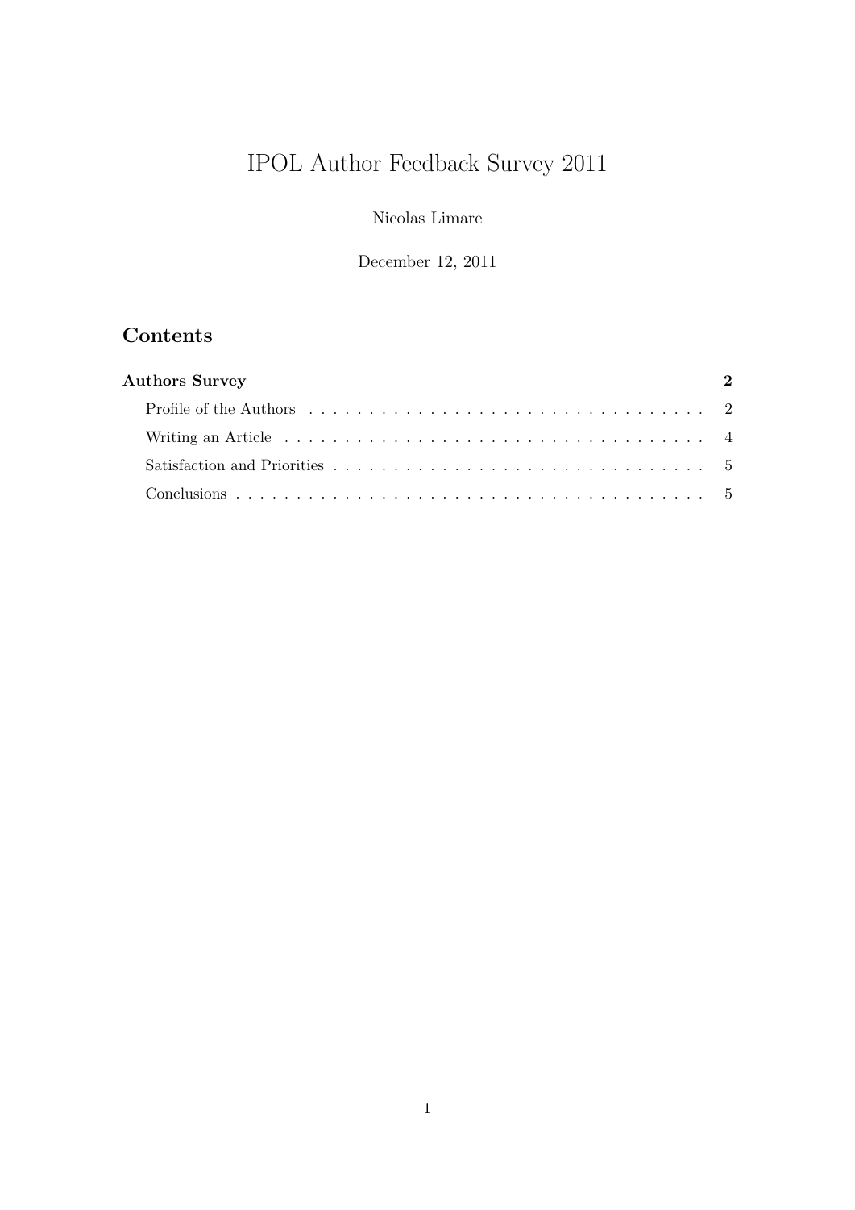# IPOL Author Feedback Survey 2011

Nicolas Limare

December 12, 2011

## Contents

**Authors Survey** **2**

- Profile of the Authors 2
- Writing an Article 4
- Satisfaction and Priorities 5
- Conclusions 5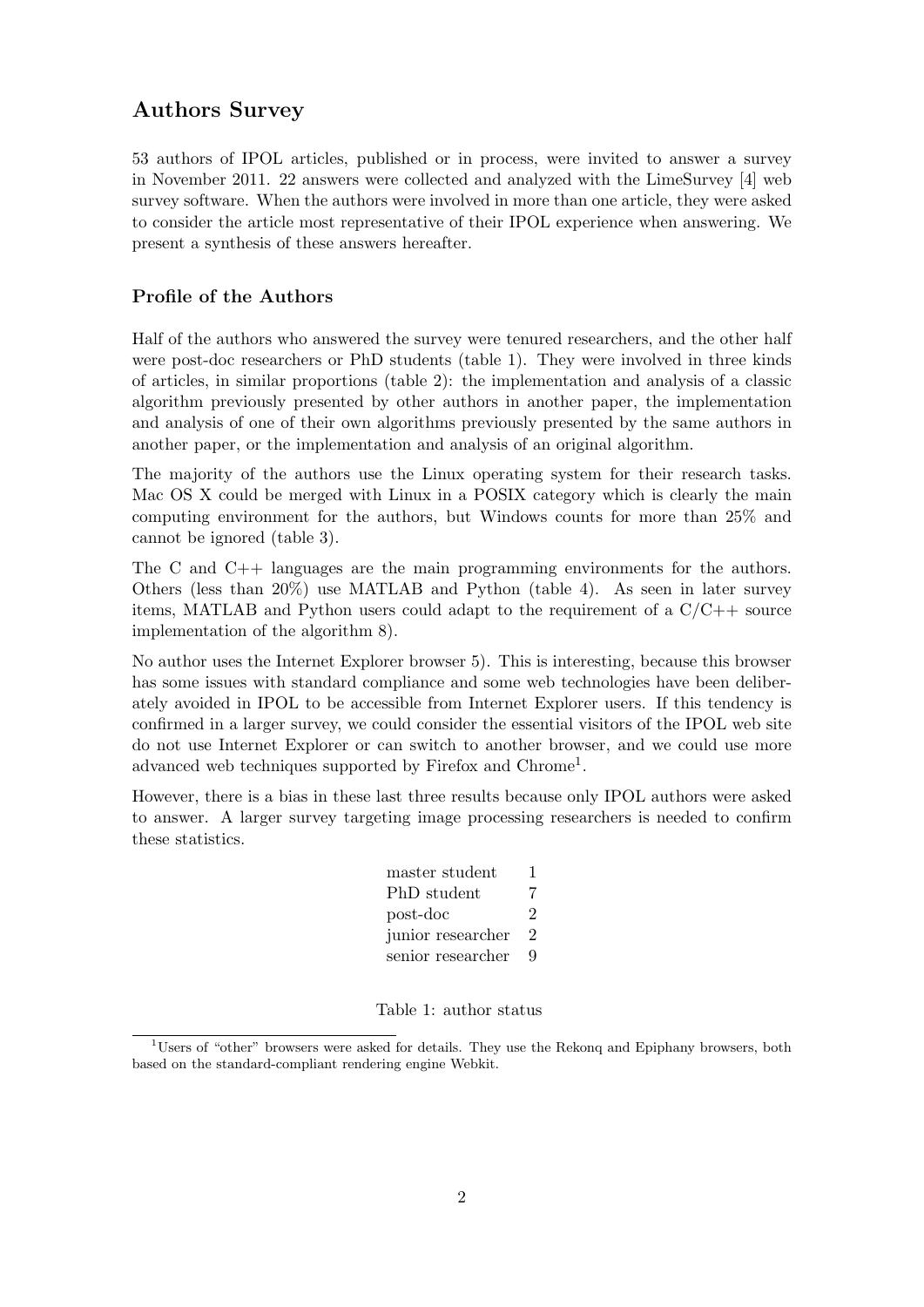## Authors Survey

53 authors of IPOL articles, published or in process, were invited to answer a survey in November 2011. 22 answers were collected and analyzed with the LimeSurvey [4] web survey software. When the authors were involved in more than one article, they were asked to consider the article most representative of their IPOL experience when answering. We present a synthesis of these answers hereafter.

### Profile of the Authors

Half of the authors who answered the survey were tenured researchers, and the other half were post-doc researchers or PhD students (table 1). They were involved in three kinds of articles, in similar proportions (table 2): the implementation and analysis of a classic algorithm previously presented by other authors in another paper, the implementation and analysis of one of their own algorithms previously presented by the same authors in another paper, or the implementation and analysis of an original algorithm.

The majority of the authors use the Linux operating system for their research tasks. Mac OS X could be merged with Linux in a POSIX category which is clearly the main computing environment for the authors, but Windows counts for more than 25% and cannot be ignored (table 3).

The C and C++ languages are the main programming environments for the authors. Others (less than 20%) use MATLAB and Python (table 4). As seen in later survey items, MATLAB and Python users could adapt to the requirement of a C/C++ source implementation of the algorithm 8).

No author uses the Internet Explorer browser 5). This is interesting, because this browser has some issues with standard compliance and some web technologies have been deliberately avoided in IPOL to be accessible from Internet Explorer users. If this tendency is confirmed in a larger survey, we could consider the essential visitors of the IPOL web site do not use Internet Explorer or can switch to another browser, and we could use more advanced web techniques supported by Firefox and Chrome[1].

However, there is a bias in these last three results because only IPOL authors were asked to answer. A larger survey targeting image processing researchers is needed to confirm these statistics.

| | |
|---|---|
| master student | 1 |
| PhD student | 7 |
| post-doc | 2 |
| junior researcher | 2 |
| senior researcher | 9 |

Table 1: author status

[1] Users of "other" browsers were asked for details. They use the Rekonq and Epiphany browsers, both based on the standard-compliant rendering engine Webkit.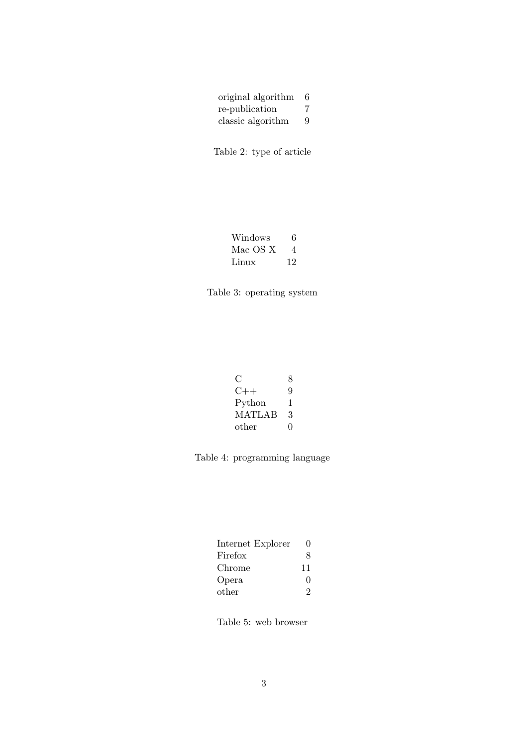| | |
|---|---|
| original algorithm | 6 |
| re-publication | 7 |
| classic algorithm | 9 |

Table 2: type of article

| | |
|---|---|
| Windows | 6 |
| Mac OS X | 4 |
| Linux | 12 |

Table 3: operating system

| | |
|---|---|
| C | 8 |
| C++ | 9 |
| Python | 1 |
| MATLAB | 3 |
| other | 0 |

Table 4: programming language

| | |
|---|---|
| Internet Explorer | 0 |
| Firefox | 8 |
| Chrome | 11 |
| Opera | 0 |
| other | 2 |

Table 5: web browser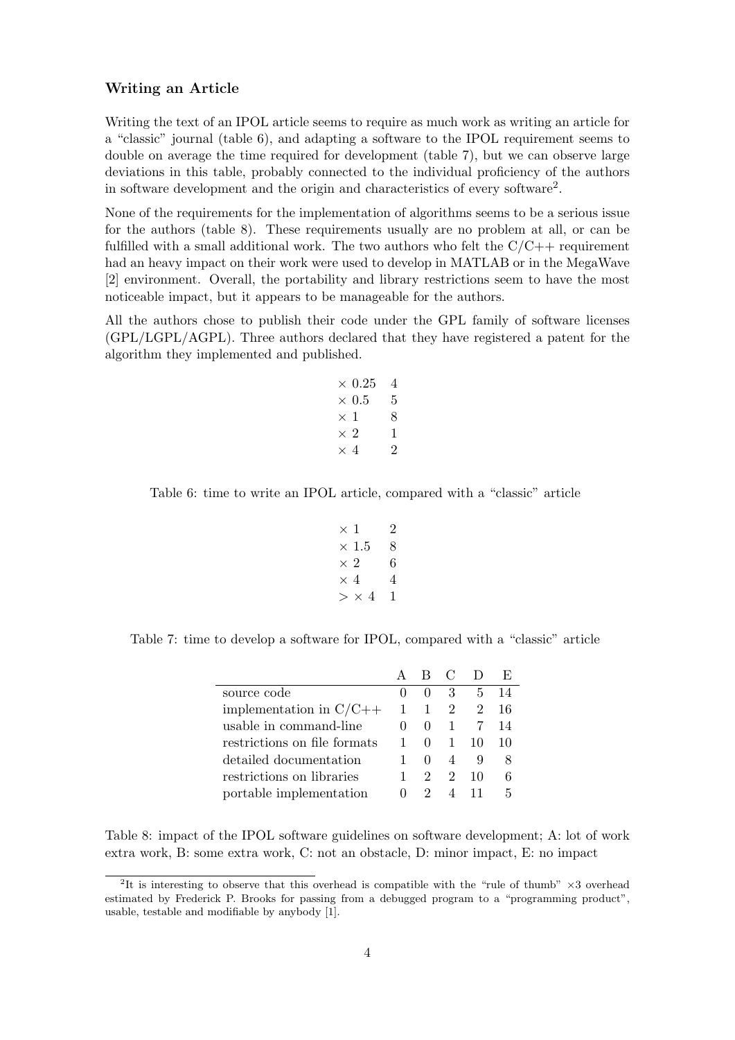### Writing an Article

Writing the text of an IPOL article seems to require as much work as writing an article for a "classic" journal (table 6), and adapting a software to the IPOL requirement seems to double on average the time required for development (table 7), but we can observe large deviations in this table, probably connected to the individual proficiency of the authors in software development and the origin and characteristics of every software[2].

None of the requirements for the implementation of algorithms seems to be a serious issue for the authors (table 8). These requirements usually are no problem at all, or can be fulfilled with a small additional work. The two authors who felt the C/C++ requirement had an heavy impact on their work were used to develop in MATLAB or in the MegaWave [2] environment. Overall, the portability and library restrictions seem to have the most noticeable impact, but it appears to be manageable for the authors.

All the authors chose to publish their code under the GPL family of software licenses (GPL/LGPL/AGPL). Three authors declared that they have registered a patent for the algorithm they implemented and published.

| | |
|---|---|
| $\times$ 0.25 | 4 |
| $\times$ 0.5 | 5 |
| $\times$ 1 | 8 |
| $\times$ 2 | 1 |
| $\times$ 4 | 2 |

Table 6: time to write an IPOL article, compared with a "classic" article

| | |
|---|---|
| $\times$ 1 | 2 |
| $\times$ 1.5 | 8 |
| $\times$ 2 | 6 |
| $\times$ 4 | 4 |
| $> \times$ 4 | 1 |

Table 7: time to develop a software for IPOL, compared with a "classic" article

| | A | B | C | D | E |
|---|---|---|---|---|---|
| source code | 0 | 0 | 3 | 5 | 14 |
| implementation in C/C++ | 1 | 1 | 2 | 2 | 16 |
| usable in command-line | 0 | 0 | 1 | 7 | 14 |
| restrictions on file formats | 1 | 0 | 1 | 10 | 10 |
| detailed documentation | 1 | 0 | 4 | 9 | 8 |
| restrictions on libraries | 1 | 2 | 2 | 10 | 6 |
| portable implementation | 0 | 2 | 4 | 11 | 5 |

Table 8: impact of the IPOL software guidelines on software development; A: lot of work extra work, B: some extra work, C: not an obstacle, D: minor impact, E: no impact

[2] It is interesting to observe that this overhead is compatible with the "rule of thumb" $\times 3$ overhead estimated by Frederick P. Brooks for passing from a debugged program to a "programming product", usable, testable and modifiable by anybody [1].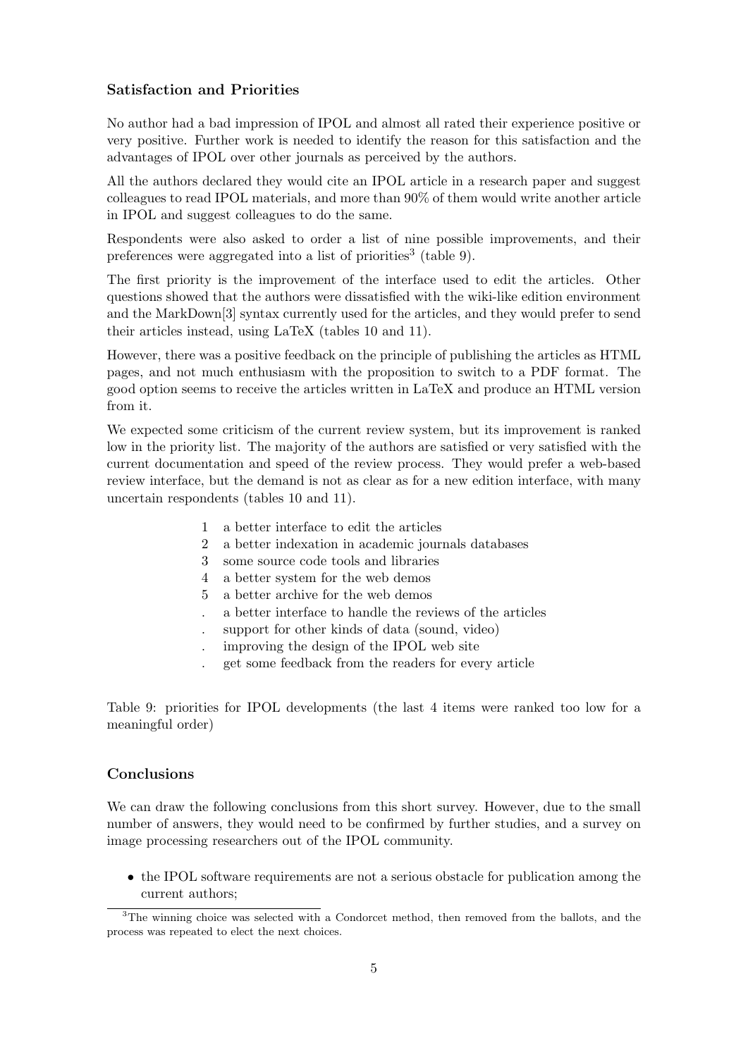### Satisfaction and Priorities

No author had a bad impression of IPOL and almost all rated their experience positive or very positive. Further work is needed to identify the reason for this satisfaction and the advantages of IPOL over other journals as perceived by the authors.

All the authors declared they would cite an IPOL article in a research paper and suggest colleagues to read IPOL materials, and more than 90% of them would write another article in IPOL and suggest colleagues to do the same.

Respondents were also asked to order a list of nine possible improvements, and their preferences were aggregated into a list of priorities[3] (table 9).

The first priority is the improvement of the interface used to edit the articles. Other questions showed that the authors were dissatisfied with the wiki-like edition environment and the MarkDown[3] syntax currently used for the articles, and they would prefer to send their articles instead, using LaTeX (tables 10 and 11).

However, there was a positive feedback on the principle of publishing the articles as HTML pages, and not much enthusiasm with the proposition to switch to a PDF format. The good option seems to receive the articles written in LaTeX and produce an HTML version from it.

We expected some criticism of the current review system, but its improvement is ranked low in the priority list. The majority of the authors are satisfied or very satisfied with the current documentation and speed of the review process. They would prefer a web-based review interface, but the demand is not as clear as for a new edition interface, with many uncertain respondents (tables 10 and 11).

| | |
|---|---|
| 1 | a better interface to edit the articles |
| 2 | a better indexation in academic journals databases |
| 3 | some source code tools and libraries |
| 4 | a better system for the web demos |
| 5 | a better archive for the web demos |
| . | a better interface to handle the reviews of the articles |
| . | support for other kinds of data (sound, video) |
| . | improving the design of the IPOL web site |
| . | get some feedback from the readers for every article |

Table 9: priorities for IPOL developments (the last 4 items were ranked too low for a meaningful order)

### Conclusions

We can draw the following conclusions from this short survey. However, due to the small number of answers, they would need to be confirmed by further studies, and a survey on image processing researchers out of the IPOL community.

- the IPOL software requirements are not a serious obstacle for publication among the current authors;

[3] The winning choice was selected with a Condorcet method, then removed from the ballots, and the process was repeated to elect the next choices.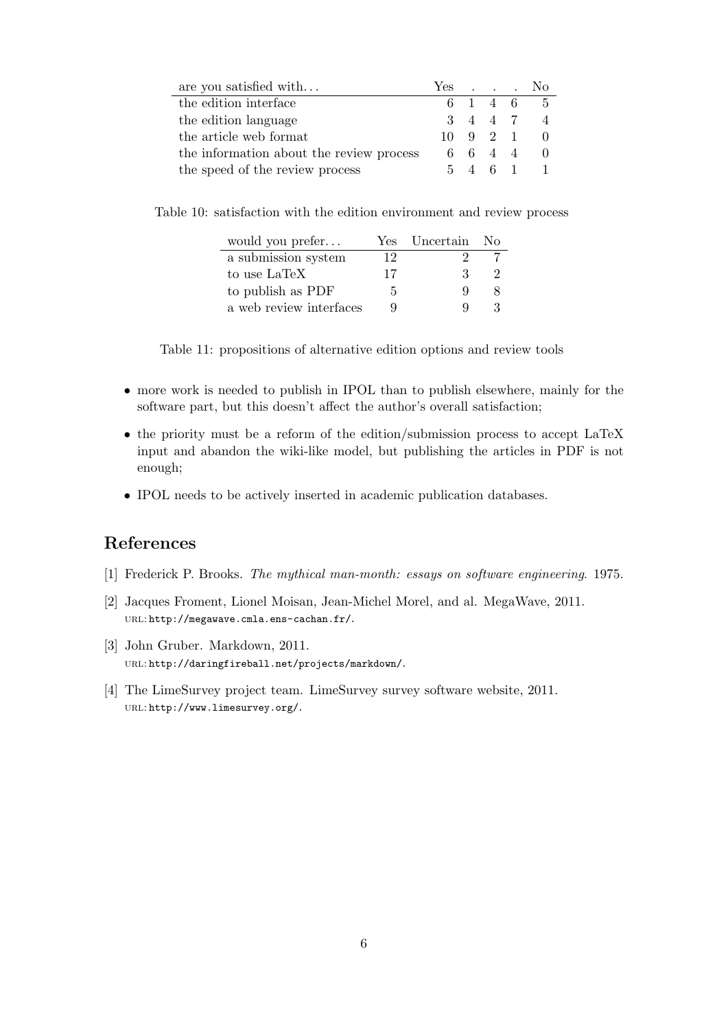| are you satisfied with… | Yes | . | . | . | No |
|---|---|---|---|---|---|
| the edition interface | 6 | 1 | 4 | 6 | 5 |
| the edition language | 3 | 4 | 4 | 7 | 4 |
| the article web format | 10 | 9 | 2 | 1 | 0 |
| the information about the review process | 6 | 6 | 4 | 4 | 0 |
| the speed of the review process | 5 | 4 | 6 | 1 | 1 |

Table 10: satisfaction with the edition environment and review process

| would you prefer… | Yes | Uncertain | No |
|---|---|---|---|
| a submission system | 12 | 2 | 7 |
| to use LaTeX | 17 | 3 | 2 |
| to publish as PDF | 5 | 9 | 8 |
| a web review interfaces | 9 | 9 | 3 |

Table 11: propositions of alternative edition options and review tools

- more work is needed to publish in IPOL than to publish elsewhere, mainly for the software part, but this doesn't affect the author's overall satisfaction;
- the priority must be a reform of the edition/submission process to accept LaTeX input and abandon the wiki-like model, but publishing the articles in PDF is not enough;
- IPOL needs to be actively inserted in academic publication databases.

## References

[1] Frederick P. Brooks. *The mythical man-month: essays on software engineering*. 1975.

[2] Jacques Froment, Lionel Moisan, Jean-Michel Morel, and al. MegaWave, 2011. URL: http://megawave.cmla.ens-cachan.fr/.

[3] John Gruber. Markdown, 2011. URL: http://daringfireball.net/projects/markdown/.

[4] The LimeSurvey project team. LimeSurvey survey software website, 2011. URL: http://www.limesurvey.org/.